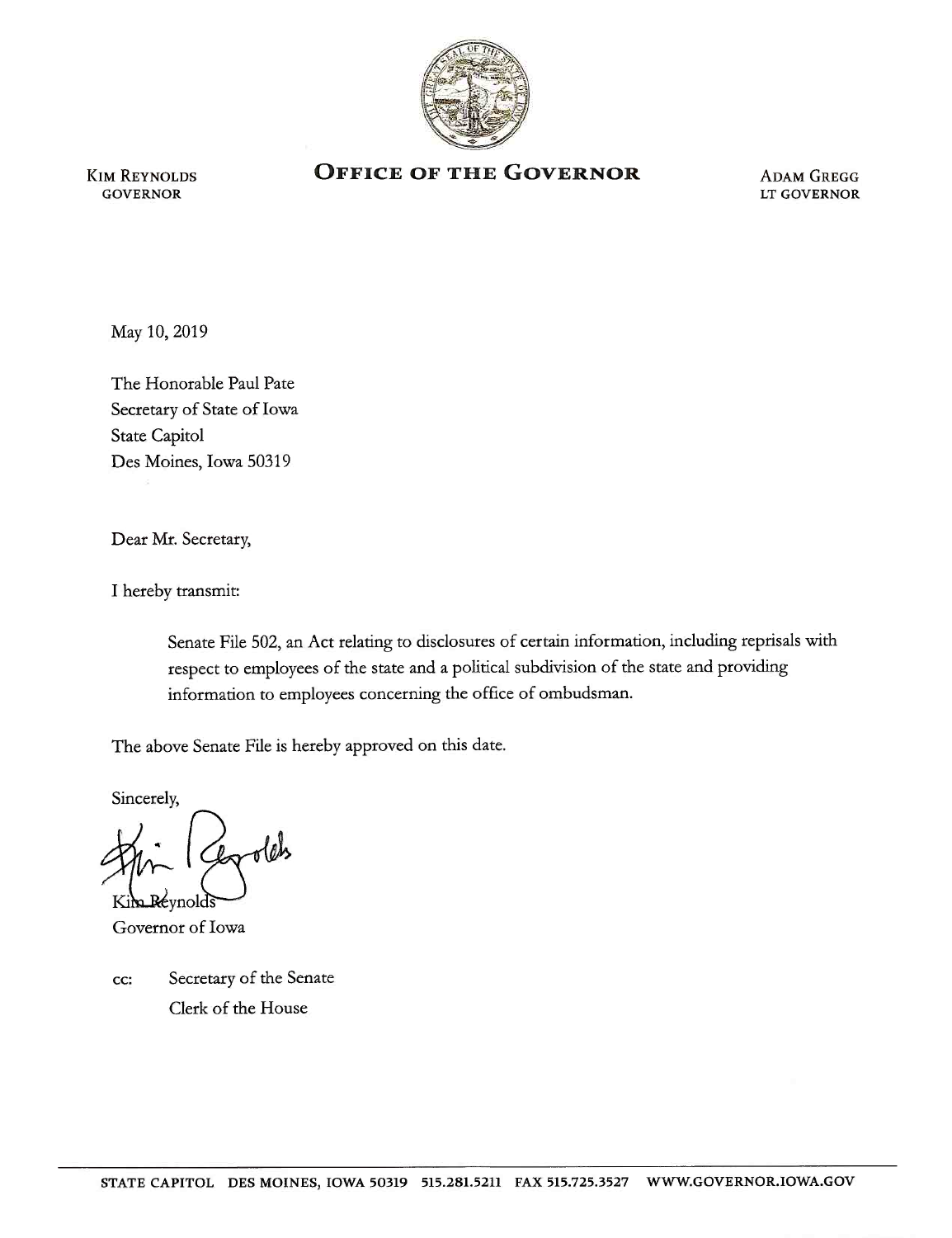KIM REYNOLDS
GOVERNOR

# OFFICE OF THE GOVERNOR

ADAM GREGG
LT GOVERNOR

May 10, 2019

The Honorable Paul Pate
Secretary of State of Iowa
State Capitol
Des Moines, Iowa 50319

Dear Mr. Secretary,

I hereby transmit:

> Senate File 502, an Act relating to disclosures of certain information, including reprisals with respect to employees of the state and a political subdivision of the state and providing information to employees concerning the office of ombudsman.

The above Senate File is hereby approved on this date.

Sincerely,

Kim Reynolds
Governor of Iowa

cc: Secretary of the Senate
Clerk of the House

STATE CAPITOL DES MOINES, IOWA 50319 515.281.5211 FAX 515.725.3527 WWW.GOVERNOR.IOWA.GOV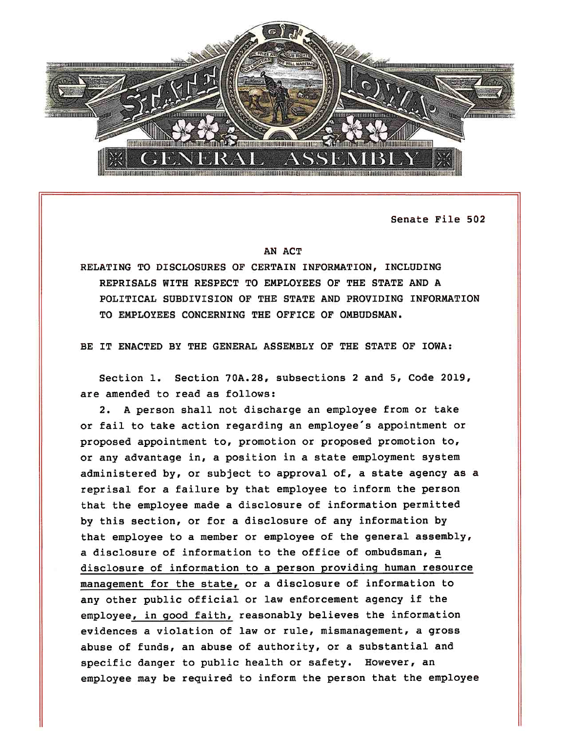Senate File 502

AN ACT

RELATING TO DISCLOSURES OF CERTAIN INFORMATION, INCLUDING REPRISALS WITH RESPECT TO EMPLOYEES OF THE STATE AND A POLITICAL SUBDIVISION OF THE STATE AND PROVIDING INFORMATION TO EMPLOYEES CONCERNING THE OFFICE OF OMBUDSMAN.

BE IT ENACTED BY THE GENERAL ASSEMBLY OF THE STATE OF IOWA:

Section 1. Section 70A.28, subsections 2 and 5, Code 2019, are amended to read as follows:

2. A person shall not discharge an employee from or take or fail to take action regarding an employee's appointment or proposed appointment to, promotion or proposed promotion to, or any advantage in, a position in a state employment system administered by, or subject to approval of, a state agency as a reprisal for a failure by that employee to inform the person that the employee made a disclosure of information permitted by this section, or for a disclosure of any information by that employee to a member or employee of the general assembly, a disclosure of information to the office of ombudsman, <u>a disclosure of information to a person providing human resource management for the state,</u> or a disclosure of information to any other public official or law enforcement agency if the employee<u>, in good faith,</u> reasonably believes the information evidences a violation of law or rule, mismanagement, a gross abuse of funds, an abuse of authority, or a substantial and specific danger to public health or safety. However, an employee may be required to inform the person that the employee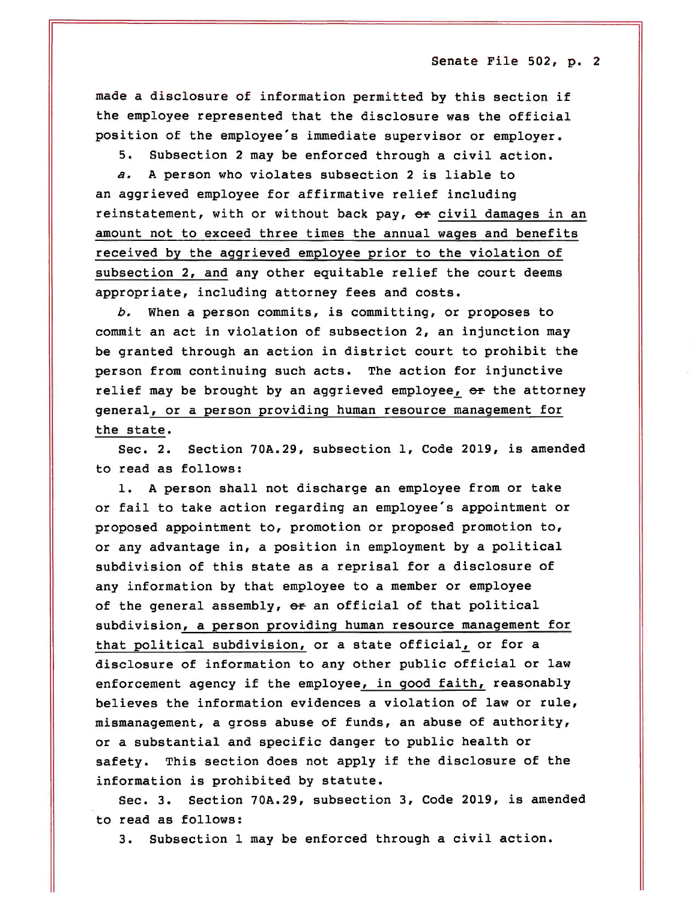made a disclosure of information permitted by this section if the employee represented that the disclosure was the official position of the employee's immediate supervisor or employer.

5. Subsection 2 may be enforced through a civil action.

*a.* A person who violates subsection 2 is liable to an aggrieved employee for affirmative relief including reinstatement, with or without back pay, ~~or~~ <u>civil damages in an amount not to exceed three times the annual wages and benefits received by the aggrieved employee prior to the violation of subsection 2, and</u> any other equitable relief the court deems appropriate, including attorney fees and costs.

*b.* When a person commits, is committing, or proposes to commit an act in violation of subsection 2, an injunction may be granted through an action in district court to prohibit the person from continuing such acts. The action for injunctive relief may be brought by an aggrieved employee<u>,</u> ~~or~~ the attorney general<u>, or a person providing human resource management for the state</u>.

Sec. 2. Section 70A.29, subsection 1, Code 2019, is amended to read as follows:

1. A person shall not discharge an employee from or take or fail to take action regarding an employee's appointment or proposed appointment to, promotion or proposed promotion to, or any advantage in, a position in employment by a political subdivision of this state as a reprisal for a disclosure of any information by that employee to a member or employee of the general assembly, ~~or~~ an official of that political subdivision<u>, a person providing human resource management for that political subdivision,</u> or a state official<u>,</u> or for a disclosure of information to any other public official or law enforcement agency if the employee<u>, in good faith,</u> reasonably believes the information evidences a violation of law or rule, mismanagement, a gross abuse of funds, an abuse of authority, or a substantial and specific danger to public health or safety. This section does not apply if the disclosure of the information is prohibited by statute.

Sec. 3. Section 70A.29, subsection 3, Code 2019, is amended to read as follows:

3. Subsection 1 may be enforced through a civil action.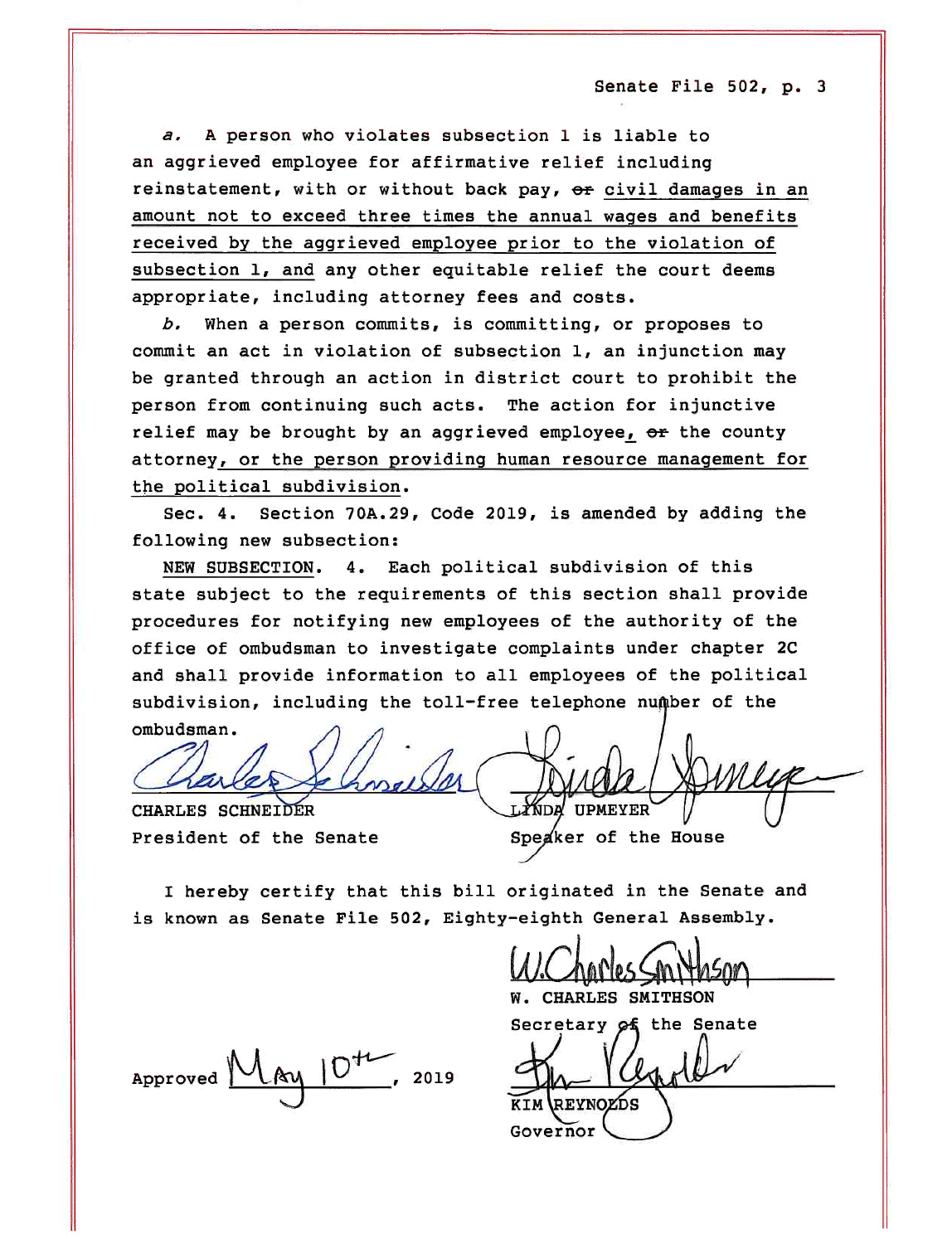*a.* A person who violates subsection 1 is liable to an aggrieved employee for affirmative relief including reinstatement, with or without back pay, ~~or~~ civil damages in an amount not to exceed three times the annual wages and benefits received by the aggrieved employee prior to the violation of subsection 1, and any other equitable relief the court deems appropriate, including attorney fees and costs.

*b.* When a person commits, is committing, or proposes to commit an act in violation of subsection 1, an injunction may be granted through an action in district court to prohibit the person from continuing such acts. The action for injunctive relief may be brought by an aggrieved employee, ~~or~~ the county attorney, or the person providing human resource management for the political subdivision.

Sec. 4. Section 70A.29, Code 2019, is amended by adding the following new subsection:

NEW SUBSECTION. 4. Each political subdivision of this state subject to the requirements of this section shall provide procedures for notifying new employees of the authority of the office of ombudsman to investigate complaints under chapter 2C and shall provide information to all employees of the political subdivision, including the toll-free telephone number of the ombudsman.

CHARLES SCHNEIDER
President of the Senate

LINDA UPMEYER
Speaker of the House

I hereby certify that this bill originated in the Senate and is known as Senate File 502, Eighty-eighth General Assembly.

W. CHARLES SMITHSON
Secretary of the Senate

Approved May 10th, 2019

KIM REYNOLDS
Governor